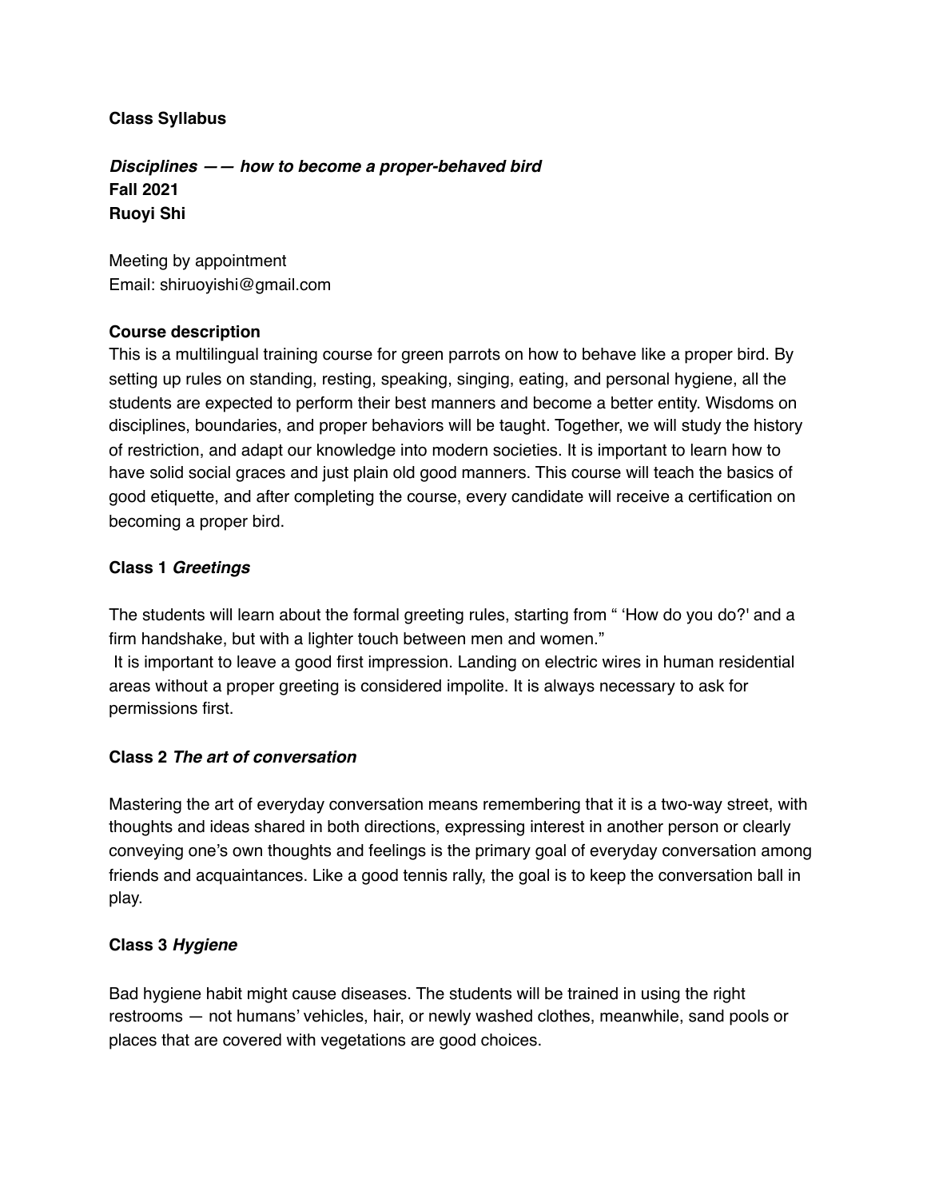**Class Syllabus**

***Disciplines —— how to become a proper-behaved bird***
**Fall 2021**
**Ruoyi Shi**

Meeting by appointment
Email: shiruoyishi@gmail.com

**Course description**

This is a multilingual training course for green parrots on how to behave like a proper bird. By setting up rules on standing, resting, speaking, singing, eating, and personal hygiene, all the students are expected to perform their best manners and become a better entity. Wisdoms on disciplines, boundaries, and proper behaviors will be taught. Together, we will study the history of restriction, and adapt our knowledge into modern societies. It is important to learn how to have solid social graces and just plain old good manners. This course will teach the basics of good etiquette, and after completing the course, every candidate will receive a certification on becoming a proper bird.

**Class 1 *Greetings***

The students will learn about the formal greeting rules, starting from " 'How do you do?' and a firm handshake, but with a lighter touch between men and women."
It is important to leave a good first impression. Landing on electric wires in human residential areas without a proper greeting is considered impolite. It is always necessary to ask for permissions first.

**Class 2 *The art of conversation***

Mastering the art of everyday conversation means remembering that it is a two-way street, with thoughts and ideas shared in both directions, expressing interest in another person or clearly conveying one's own thoughts and feelings is the primary goal of everyday conversation among friends and acquaintances. Like a good tennis rally, the goal is to keep the conversation ball in play.

**Class 3 *Hygiene***

Bad hygiene habit might cause diseases. The students will be trained in using the right restrooms — not humans' vehicles, hair, or newly washed clothes, meanwhile, sand pools or places that are covered with vegetations are good choices.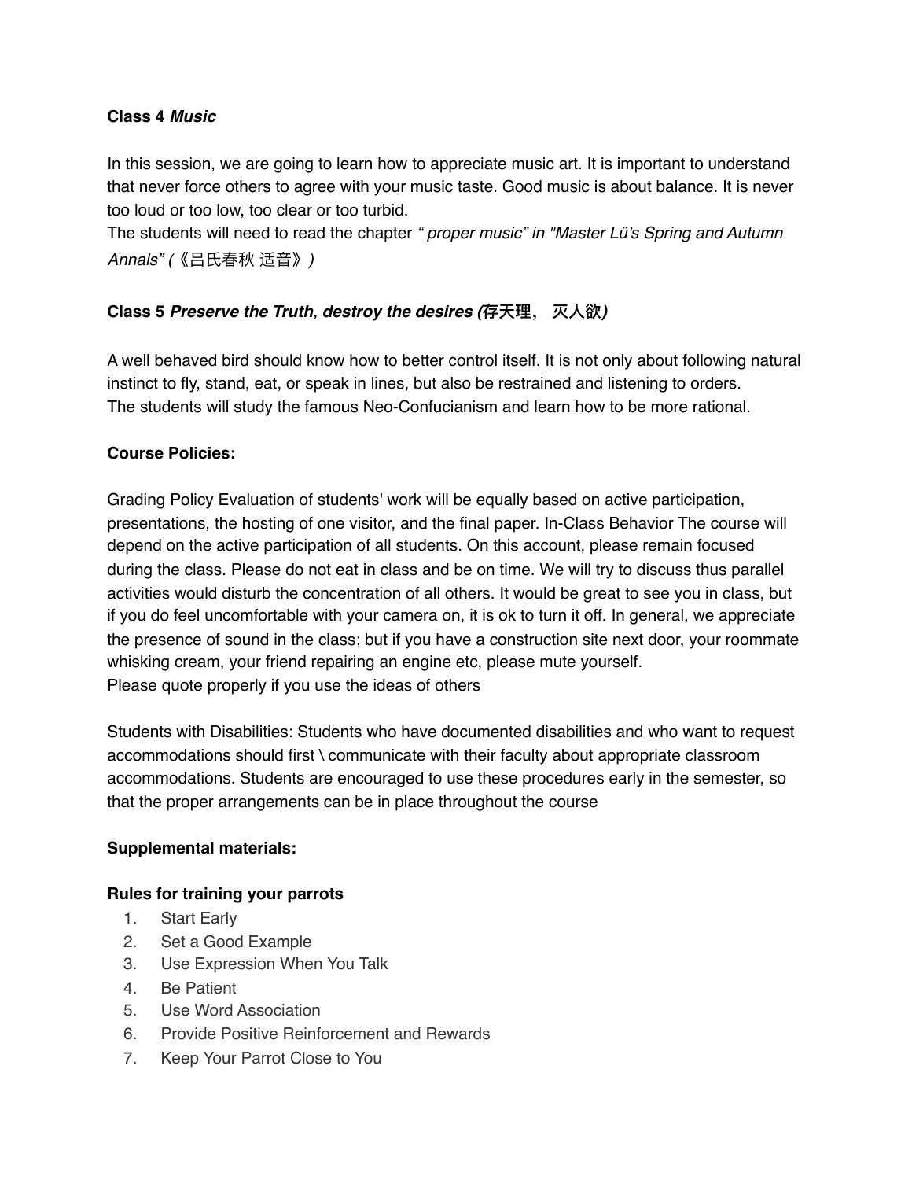**Class 4 *Music***

In this session, we are going to learn how to appreciate music art. It is important to understand that never force others to agree with your music taste. Good music is about balance. It is never too loud or too low, too clear or too turbid.
The students will need to read the chapter *" proper music" in "Master Lü's Spring and Autumn Annals" (《吕氏春秋 适音》)*

**Class 5 *Preserve the Truth, destroy the desires (存天理， 灭人欲)***

A well behaved bird should know how to better control itself. It is not only about following natural instinct to fly, stand, eat, or speak in lines, but also be restrained and listening to orders.
The students will study the famous Neo-Confucianism and learn how to be more rational.

**Course Policies:**

Grading Policy Evaluation of students' work will be equally based on active participation, presentations, the hosting of one visitor, and the final paper. In-Class Behavior The course will depend on the active participation of all students. On this account, please remain focused during the class. Please do not eat in class and be on time. We will try to discuss thus parallel activities would disturb the concentration of all others. It would be great to see you in class, but if you do feel uncomfortable with your camera on, it is ok to turn it off. In general, we appreciate the presence of sound in the class; but if you have a construction site next door, your roommate whisking cream, your friend repairing an engine etc, please mute yourself.
Please quote properly if you use the ideas of others

Students with Disabilities: Students who have documented disabilities and who want to request accommodations should first \ communicate with their faculty about appropriate classroom accommodations. Students are encouraged to use these procedures early in the semester, so that the proper arrangements can be in place throughout the course

**Supplemental materials:**

**Rules for training your parrots**

1. Start Early
2. Set a Good Example
3. Use Expression When You Talk
4. Be Patient
5. Use Word Association
6. Provide Positive Reinforcement and Rewards
7. Keep Your Parrot Close to You